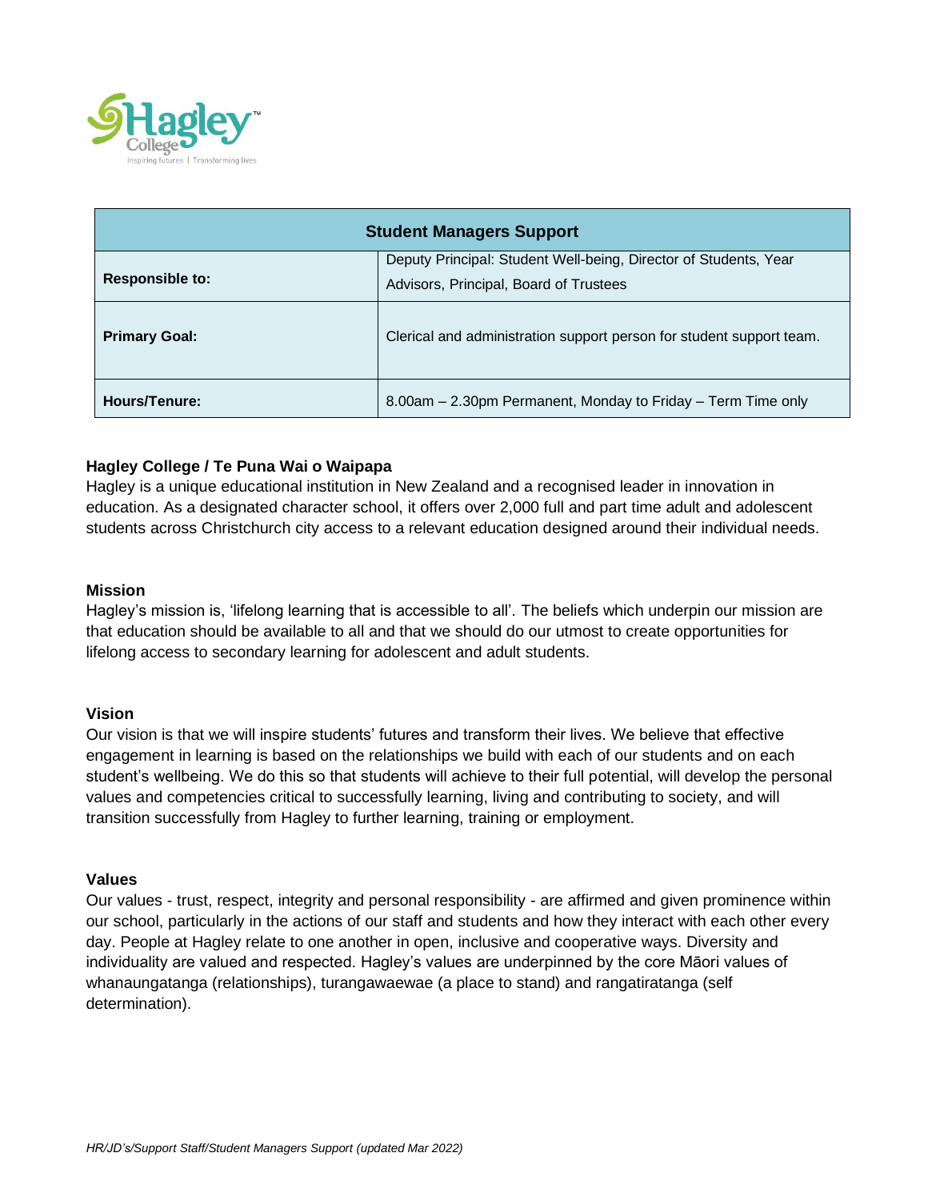| Student Managers Support | |
|---|---|
| **Responsible to:** | Deputy Principal: Student Well-being, Director of Students, Year Advisors, Principal, Board of Trustees |
| **Primary Goal:** | Clerical and administration support person for student support team. |
| **Hours/Tenure:** | 8.00am – 2.30pm Permanent, Monday to Friday – Term Time only |

**Hagley College / Te Puna Wai o Waipapa**

Hagley is a unique educational institution in New Zealand and a recognised leader in innovation in education. As a designated character school, it offers over 2,000 full and part time adult and adolescent students across Christchurch city access to a relevant education designed around their individual needs.

**Mission**

Hagley's mission is, 'lifelong learning that is accessible to all'. The beliefs which underpin our mission are that education should be available to all and that we should do our utmost to create opportunities for lifelong access to secondary learning for adolescent and adult students.

**Vision**

Our vision is that we will inspire students' futures and transform their lives. We believe that effective engagement in learning is based on the relationships we build with each of our students and on each student's wellbeing. We do this so that students will achieve to their full potential, will develop the personal values and competencies critical to successfully learning, living and contributing to society, and will transition successfully from Hagley to further learning, training or employment.

**Values**

Our values - trust, respect, integrity and personal responsibility - are affirmed and given prominence within our school, particularly in the actions of our staff and students and how they interact with each other every day. People at Hagley relate to one another in open, inclusive and cooperative ways. Diversity and individuality are valued and respected. Hagley's values are underpinned by the core Māori values of whanaungatanga (relationships), turangawaewae (a place to stand) and rangatiratanga (self determination).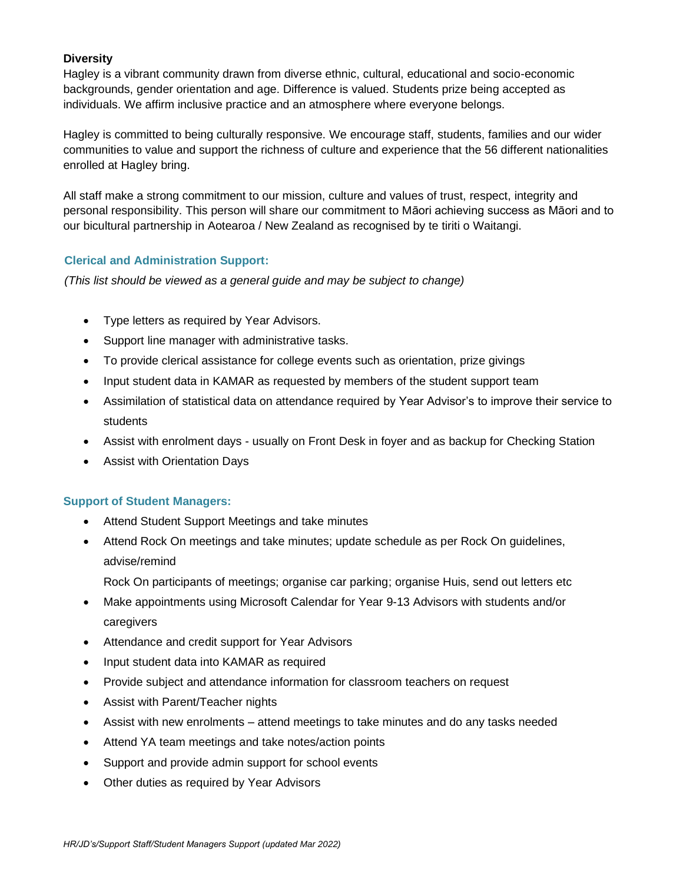**Diversity**

Hagley is a vibrant community drawn from diverse ethnic, cultural, educational and socio-economic backgrounds, gender orientation and age. Difference is valued. Students prize being accepted as individuals. We affirm inclusive practice and an atmosphere where everyone belongs.

Hagley is committed to being culturally responsive. We encourage staff, students, families and our wider communities to value and support the richness of culture and experience that the 56 different nationalities enrolled at Hagley bring.

All staff make a strong commitment to our mission, culture and values of trust, respect, integrity and personal responsibility. This person will share our commitment to Māori achieving success as Māori and to our bicultural partnership in Aotearoa / New Zealand as recognised by te tiriti o Waitangi.

### Clerical and Administration Support:

*(This list should be viewed as a general guide and may be subject to change)*

- Type letters as required by Year Advisors.
- Support line manager with administrative tasks.
- To provide clerical assistance for college events such as orientation, prize givings
- Input student data in KAMAR as requested by members of the student support team
- Assimilation of statistical data on attendance required by Year Advisor's to improve their service to students
- Assist with enrolment days - usually on Front Desk in foyer and as backup for Checking Station
- Assist with Orientation Days

### Support of Student Managers:

- Attend Student Support Meetings and take minutes
- Attend Rock On meetings and take minutes; update schedule as per Rock On guidelines, advise/remind

  Rock On participants of meetings; organise car parking; organise Huis, send out letters etc
- Make appointments using Microsoft Calendar for Year 9-13 Advisors with students and/or caregivers
- Attendance and credit support for Year Advisors
- Input student data into KAMAR as required
- Provide subject and attendance information for classroom teachers on request
- Assist with Parent/Teacher nights
- Assist with new enrolments – attend meetings to take minutes and do any tasks needed
- Attend YA team meetings and take notes/action points
- Support and provide admin support for school events
- Other duties as required by Year Advisors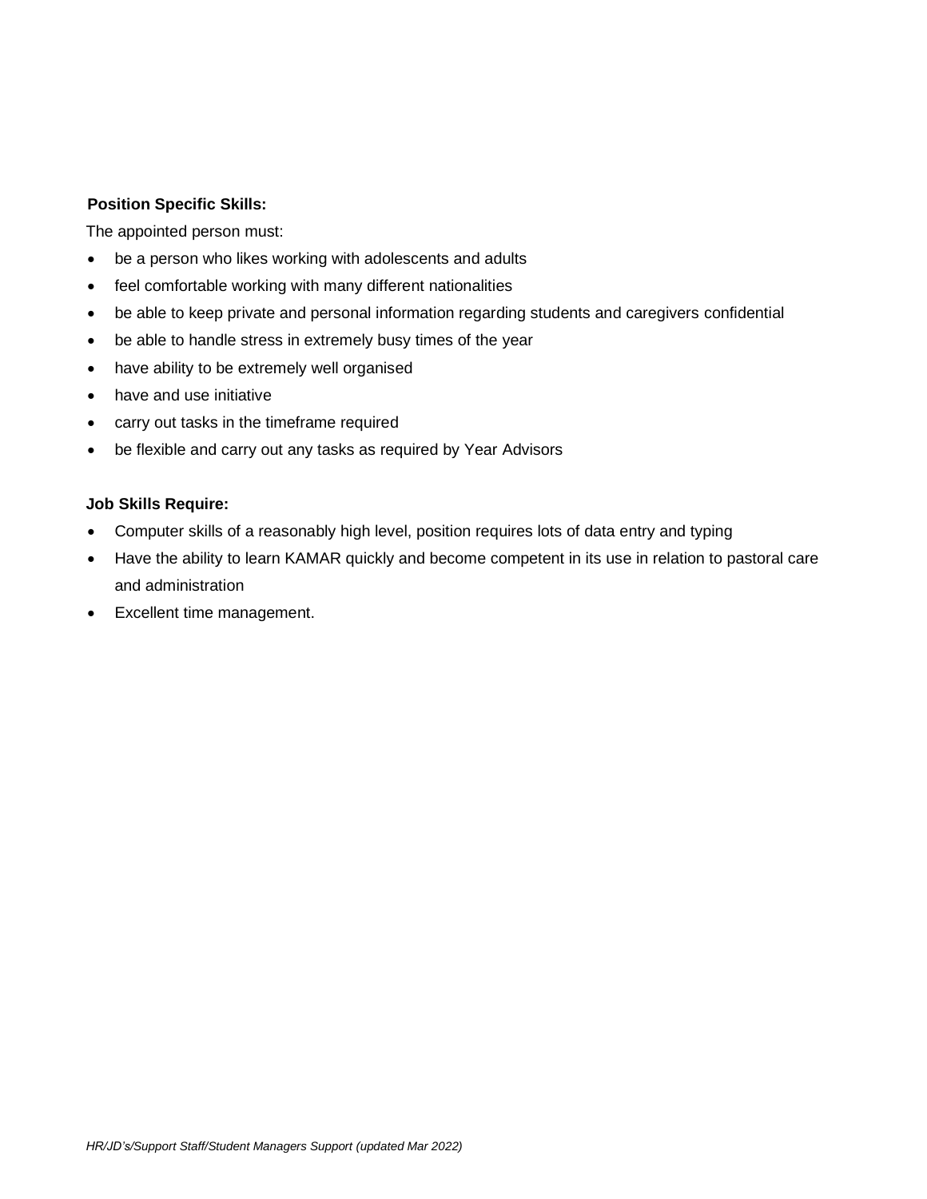**Position Specific Skills:**

The appointed person must:

- be a person who likes working with adolescents and adults
- feel comfortable working with many different nationalities
- be able to keep private and personal information regarding students and caregivers confidential
- be able to handle stress in extremely busy times of the year
- have ability to be extremely well organised
- have and use initiative
- carry out tasks in the timeframe required
- be flexible and carry out any tasks as required by Year Advisors

**Job Skills Require:**

- Computer skills of a reasonably high level, position requires lots of data entry and typing
- Have the ability to learn KAMAR quickly and become competent in its use in relation to pastoral care and administration
- Excellent time management.